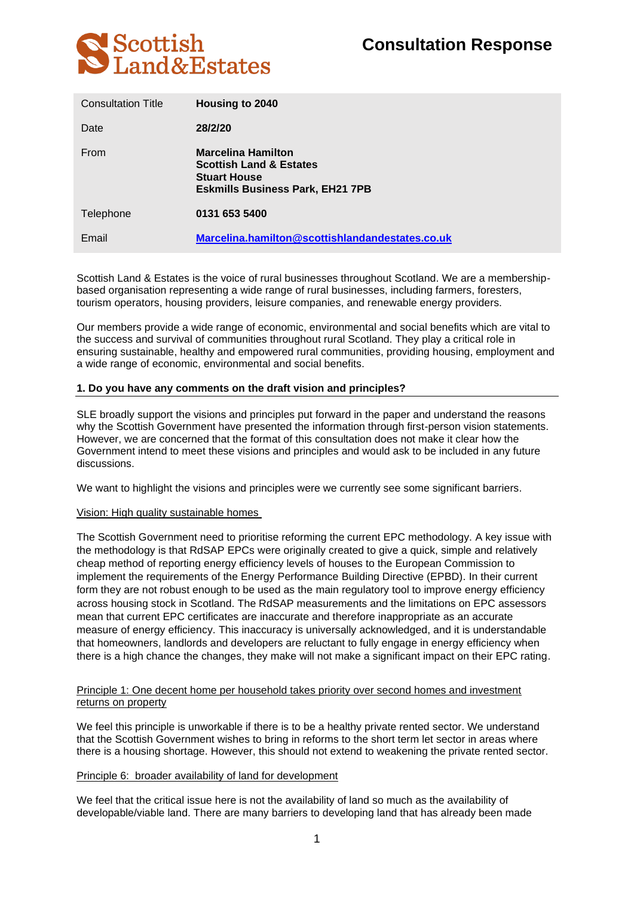Scottish Land&Estates

# Consultation Response

| | |
|---|---|
| Consultation Title | **Housing to 2040** |
| Date | **28/2/20** |
| From | **Marcelina Hamilton**<br>**Scottish Land & Estates**<br>**Stuart House**<br>**Eskmills Business Park, EH21 7PB** |
| Telephone | **0131 653 5400** |
| Email | **Marcelina.hamilton@scottishlandandestates.co.uk** |

Scottish Land & Estates is the voice of rural businesses throughout Scotland. We are a membership-based organisation representing a wide range of rural businesses, including farmers, foresters, tourism operators, housing providers, leisure companies, and renewable energy providers.

Our members provide a wide range of economic, environmental and social benefits which are vital to the success and survival of communities throughout rural Scotland. They play a critical role in ensuring sustainable, healthy and empowered rural communities, providing housing, employment and a wide range of economic, environmental and social benefits.

### 1. Do you have any comments on the draft vision and principles?

SLE broadly support the visions and principles put forward in the paper and understand the reasons why the Scottish Government have presented the information through first-person vision statements. However, we are concerned that the format of this consultation does not make it clear how the Government intend to meet these visions and principles and would ask to be included in any future discussions.

We want to highlight the visions and principles were we currently see some significant barriers.

Vision: High quality sustainable homes

The Scottish Government need to prioritise reforming the current EPC methodology. A key issue with the methodology is that RdSAP EPCs were originally created to give a quick, simple and relatively cheap method of reporting energy efficiency levels of houses to the European Commission to implement the requirements of the Energy Performance Building Directive (EPBD). In their current form they are not robust enough to be used as the main regulatory tool to improve energy efficiency across housing stock in Scotland. The RdSAP measurements and the limitations on EPC assessors mean that current EPC certificates are inaccurate and therefore inappropriate as an accurate measure of energy efficiency. This inaccuracy is universally acknowledged, and it is understandable that homeowners, landlords and developers are reluctant to fully engage in energy efficiency when there is a high chance the changes, they make will not make a significant impact on their EPC rating.

Principle 1: One decent home per household takes priority over second homes and investment returns on property

We feel this principle is unworkable if there is to be a healthy private rented sector. We understand that the Scottish Government wishes to bring in reforms to the short term let sector in areas where there is a housing shortage. However, this should not extend to weakening the private rented sector.

Principle 6: broader availability of land for development

We feel that the critical issue here is not the availability of land so much as the availability of developable/viable land. There are many barriers to developing land that has already been made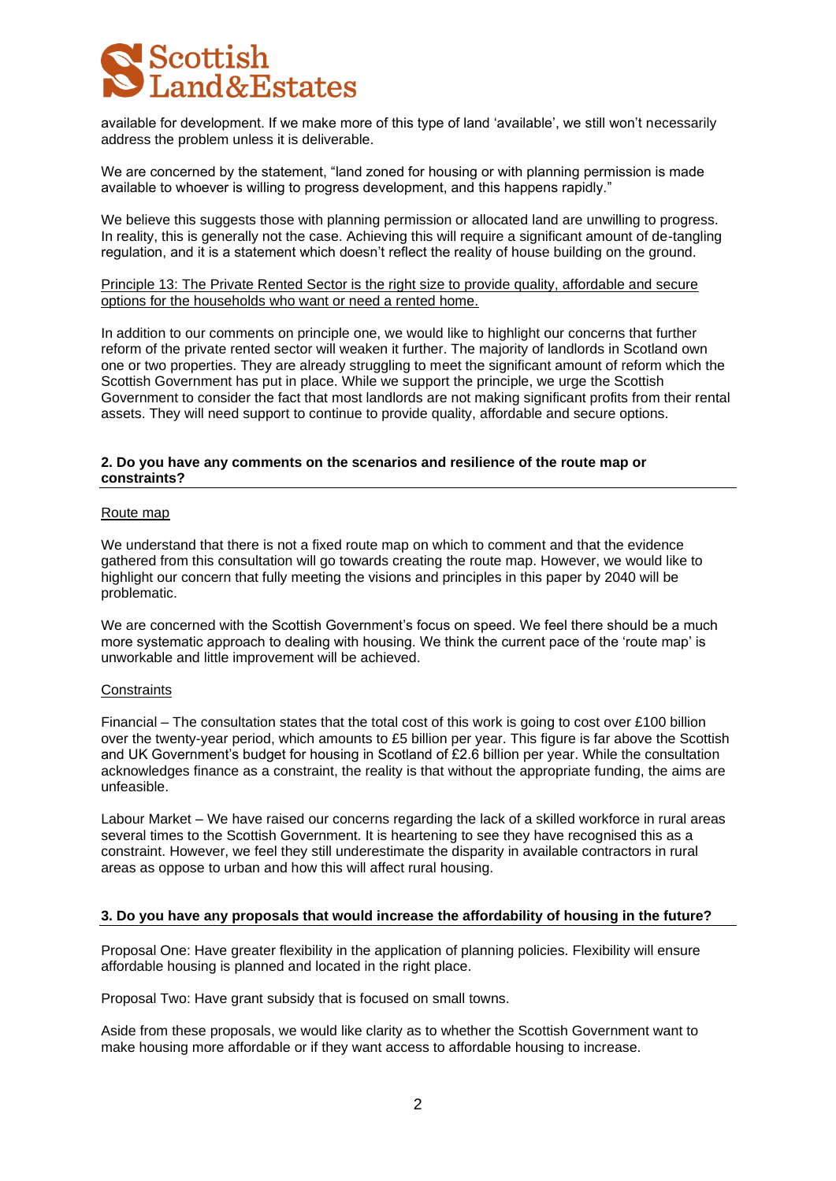available for development. If we make more of this type of land 'available', we still won't necessarily address the problem unless it is deliverable.

We are concerned by the statement, "land zoned for housing or with planning permission is made available to whoever is willing to progress development, and this happens rapidly."

We believe this suggests those with planning permission or allocated land are unwilling to progress. In reality, this is generally not the case. Achieving this will require a significant amount of de-tangling regulation, and it is a statement which doesn't reflect the reality of house building on the ground.

Principle 13: The Private Rented Sector is the right size to provide quality, affordable and secure options for the households who want or need a rented home.

In addition to our comments on principle one, we would like to highlight our concerns that further reform of the private rented sector will weaken it further. The majority of landlords in Scotland own one or two properties. They are already struggling to meet the significant amount of reform which the Scottish Government has put in place. While we support the principle, we urge the Scottish Government to consider the fact that most landlords are not making significant profits from their rental assets. They will need support to continue to provide quality, affordable and secure options.

**2. Do you have any comments on the scenarios and resilience of the route map or constraints?**

Route map

We understand that there is not a fixed route map on which to comment and that the evidence gathered from this consultation will go towards creating the route map. However, we would like to highlight our concern that fully meeting the visions and principles in this paper by 2040 will be problematic.

We are concerned with the Scottish Government's focus on speed. We feel there should be a much more systematic approach to dealing with housing. We think the current pace of the 'route map' is unworkable and little improvement will be achieved.

Constraints

Financial – The consultation states that the total cost of this work is going to cost over £100 billion over the twenty-year period, which amounts to £5 billion per year. This figure is far above the Scottish and UK Government's budget for housing in Scotland of £2.6 billion per year. While the consultation acknowledges finance as a constraint, the reality is that without the appropriate funding, the aims are unfeasible.

Labour Market – We have raised our concerns regarding the lack of a skilled workforce in rural areas several times to the Scottish Government. It is heartening to see they have recognised this as a constraint. However, we feel they still underestimate the disparity in available contractors in rural areas as oppose to urban and how this will affect rural housing.

**3. Do you have any proposals that would increase the affordability of housing in the future?**

Proposal One: Have greater flexibility in the application of planning policies. Flexibility will ensure affordable housing is planned and located in the right place.

Proposal Two: Have grant subsidy that is focused on small towns.

Aside from these proposals, we would like clarity as to whether the Scottish Government want to make housing more affordable or if they want access to affordable housing to increase.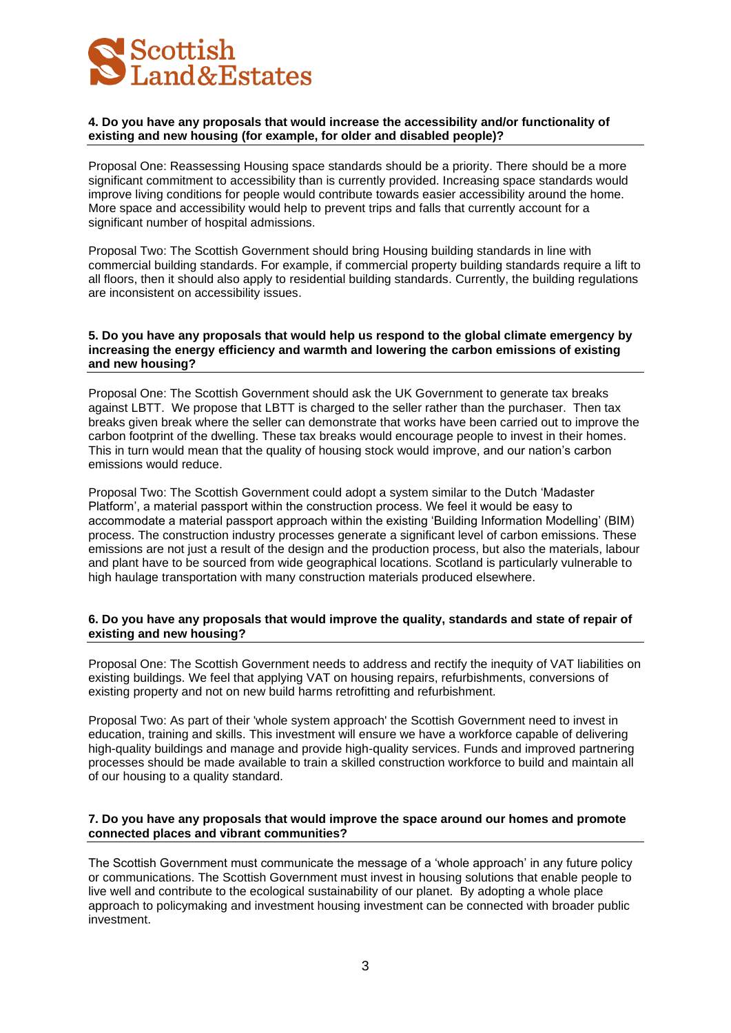**4. Do you have any proposals that would increase the accessibility and/or functionality of existing and new housing (for example, for older and disabled people)?**

Proposal One: Reassessing Housing space standards should be a priority. There should be a more significant commitment to accessibility than is currently provided. Increasing space standards would improve living conditions for people would contribute towards easier accessibility around the home. More space and accessibility would help to prevent trips and falls that currently account for a significant number of hospital admissions.

Proposal Two: The Scottish Government should bring Housing building standards in line with commercial building standards. For example, if commercial property building standards require a lift to all floors, then it should also apply to residential building standards. Currently, the building regulations are inconsistent on accessibility issues.

**5. Do you have any proposals that would help us respond to the global climate emergency by increasing the energy efficiency and warmth and lowering the carbon emissions of existing and new housing?**

Proposal One: The Scottish Government should ask the UK Government to generate tax breaks against LBTT. We propose that LBTT is charged to the seller rather than the purchaser. Then tax breaks given break where the seller can demonstrate that works have been carried out to improve the carbon footprint of the dwelling. These tax breaks would encourage people to invest in their homes. This in turn would mean that the quality of housing stock would improve, and our nation's carbon emissions would reduce.

Proposal Two: The Scottish Government could adopt a system similar to the Dutch 'Madaster Platform', a material passport within the construction process. We feel it would be easy to accommodate a material passport approach within the existing 'Building Information Modelling' (BIM) process. The construction industry processes generate a significant level of carbon emissions. These emissions are not just a result of the design and the production process, but also the materials, labour and plant have to be sourced from wide geographical locations. Scotland is particularly vulnerable to high haulage transportation with many construction materials produced elsewhere.

**6. Do you have any proposals that would improve the quality, standards and state of repair of existing and new housing?**

Proposal One: The Scottish Government needs to address and rectify the inequity of VAT liabilities on existing buildings. We feel that applying VAT on housing repairs, refurbishments, conversions of existing property and not on new build harms retrofitting and refurbishment.

Proposal Two: As part of their 'whole system approach' the Scottish Government need to invest in education, training and skills. This investment will ensure we have a workforce capable of delivering high-quality buildings and manage and provide high-quality services. Funds and improved partnering processes should be made available to train a skilled construction workforce to build and maintain all of our housing to a quality standard.

**7. Do you have any proposals that would improve the space around our homes and promote connected places and vibrant communities?**

The Scottish Government must communicate the message of a 'whole approach' in any future policy or communications. The Scottish Government must invest in housing solutions that enable people to live well and contribute to the ecological sustainability of our planet. By adopting a whole place approach to policymaking and investment housing investment can be connected with broader public investment.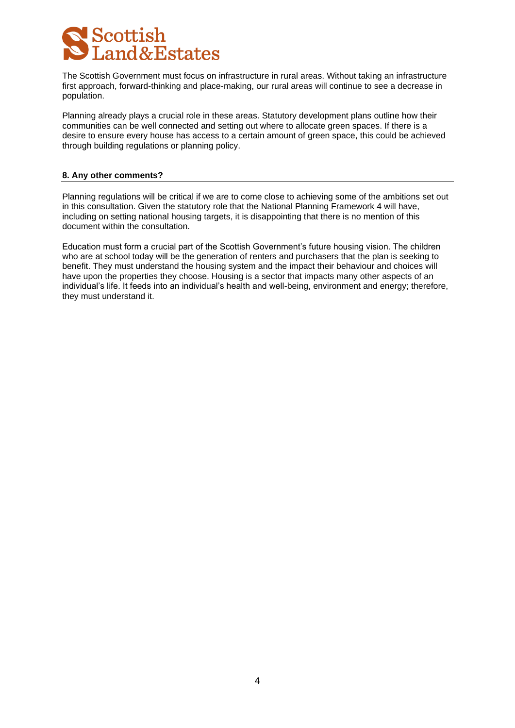The Scottish Government must focus on infrastructure in rural areas. Without taking an infrastructure first approach, forward-thinking and place-making, our rural areas will continue to see a decrease in population.

Planning already plays a crucial role in these areas. Statutory development plans outline how their communities can be well connected and setting out where to allocate green spaces. If there is a desire to ensure every house has access to a certain amount of green space, this could be achieved through building regulations or planning policy.

**8. Any other comments?**

Planning regulations will be critical if we are to come close to achieving some of the ambitions set out in this consultation. Given the statutory role that the National Planning Framework 4 will have, including on setting national housing targets, it is disappointing that there is no mention of this document within the consultation.

Education must form a crucial part of the Scottish Government's future housing vision. The children who are at school today will be the generation of renters and purchasers that the plan is seeking to benefit. They must understand the housing system and the impact their behaviour and choices will have upon the properties they choose. Housing is a sector that impacts many other aspects of an individual's life. It feeds into an individual's health and well-being, environment and energy; therefore, they must understand it.